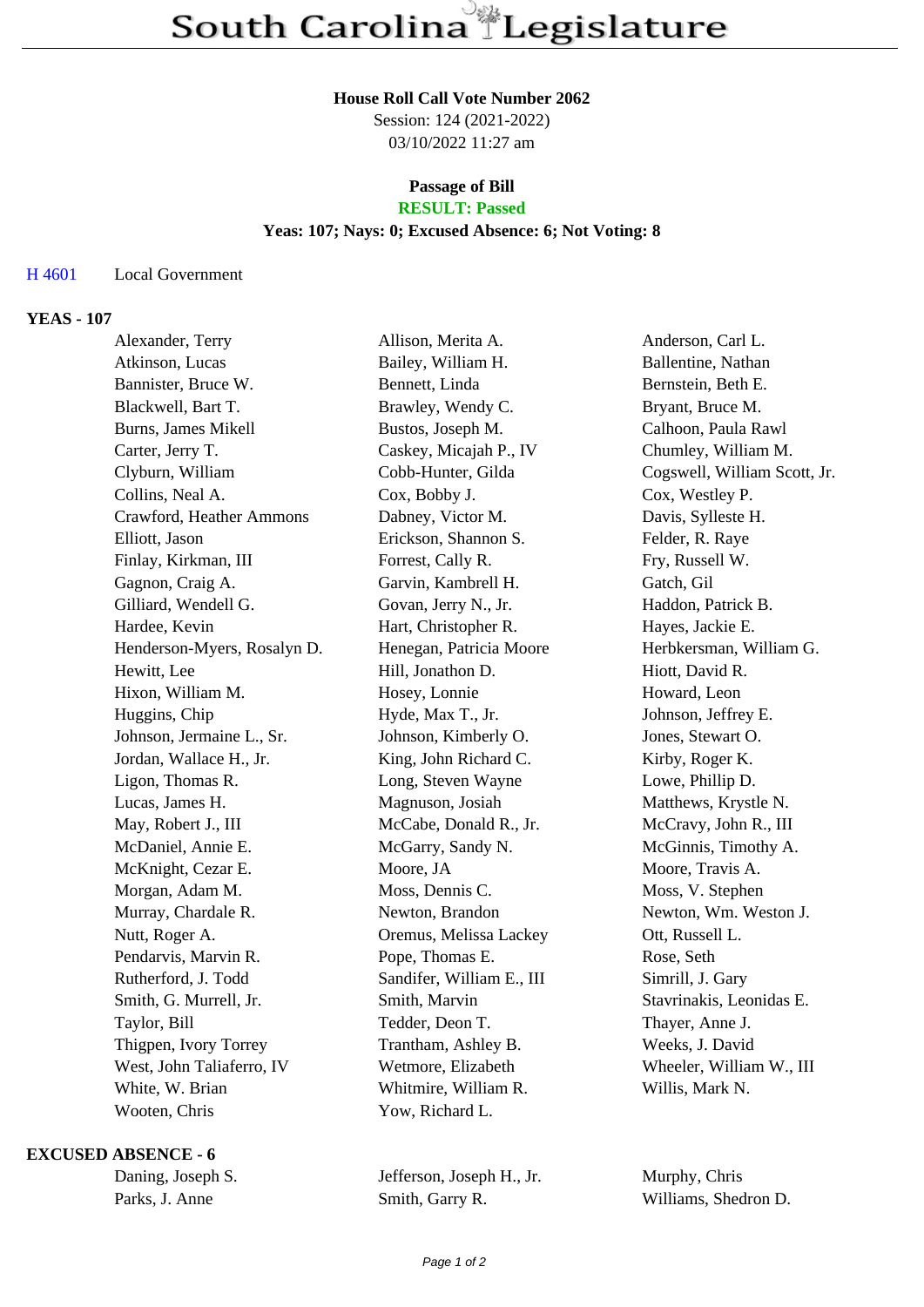# South Carolina Legislature

**House Roll Call Vote Number 2062**
Session: 124 (2021-2022)
03/10/2022 11:27 am

**Passage of Bill**
**RESULT: Passed**
**Yeas: 107; Nays: 0; Excused Absence: 6; Not Voting: 8**

H 4601 Local Government

## YEAS - 107

| | | |
|---|---|---|
| Alexander, Terry | Allison, Merita A. | Anderson, Carl L. |
| Atkinson, Lucas | Bailey, William H. | Ballentine, Nathan |
| Bannister, Bruce W. | Bennett, Linda | Bernstein, Beth E. |
| Blackwell, Bart T. | Brawley, Wendy C. | Bryant, Bruce M. |
| Burns, James Mikell | Bustos, Joseph M. | Calhoon, Paula Rawl |
| Carter, Jerry T. | Caskey, Micajah P., IV | Chumley, William M. |
| Clyburn, William | Cobb-Hunter, Gilda | Cogswell, William Scott, Jr. |
| Collins, Neal A. | Cox, Bobby J. | Cox, Westley P. |
| Crawford, Heather Ammons | Dabney, Victor M. | Davis, Sylleste H. |
| Elliott, Jason | Erickson, Shannon S. | Felder, R. Raye |
| Finlay, Kirkman, III | Forrest, Cally R. | Fry, Russell W. |
| Gagnon, Craig A. | Garvin, Kambrell H. | Gatch, Gil |
| Gilliard, Wendell G. | Govan, Jerry N., Jr. | Haddon, Patrick B. |
| Hardee, Kevin | Hart, Christopher R. | Hayes, Jackie E. |
| Henderson-Myers, Rosalyn D. | Henegan, Patricia Moore | Herbkersman, William G. |
| Hewitt, Lee | Hill, Jonathon D. | Hiott, David R. |
| Hixon, William M. | Hosey, Lonnie | Howard, Leon |
| Huggins, Chip | Hyde, Max T., Jr. | Johnson, Jeffrey E. |
| Johnson, Jermaine L., Sr. | Johnson, Kimberly O. | Jones, Stewart O. |
| Jordan, Wallace H., Jr. | King, John Richard C. | Kirby, Roger K. |
| Ligon, Thomas R. | Long, Steven Wayne | Lowe, Phillip D. |
| Lucas, James H. | Magnuson, Josiah | Matthews, Krystle N. |
| May, Robert J., III | McCabe, Donald R., Jr. | McCravy, John R., III |
| McDaniel, Annie E. | McGarry, Sandy N. | McGinnis, Timothy A. |
| McKnight, Cezar E. | Moore, JA | Moore, Travis A. |
| Morgan, Adam M. | Moss, Dennis C. | Moss, V. Stephen |
| Murray, Chardale R. | Newton, Brandon | Newton, Wm. Weston J. |
| Nutt, Roger A. | Oremus, Melissa Lackey | Ott, Russell L. |
| Pendarvis, Marvin R. | Pope, Thomas E. | Rose, Seth |
| Rutherford, J. Todd | Sandifer, William E., III | Simrill, J. Gary |
| Smith, G. Murrell, Jr. | Smith, Marvin | Stavrinakis, Leonidas E. |
| Taylor, Bill | Tedder, Deon T. | Thayer, Anne J. |
| Thigpen, Ivory Torrey | Trantham, Ashley B. | Weeks, J. David |
| West, John Taliaferro, IV | Wetmore, Elizabeth | Wheeler, William W., III |
| White, W. Brian | Whitmire, William R. | Willis, Mark N. |
| Wooten, Chris | Yow, Richard L. | |

## EXCUSED ABSENCE - 6

| | | |
|---|---|---|
| Daning, Joseph S. | Jefferson, Joseph H., Jr. | Murphy, Chris |
| Parks, J. Anne | Smith, Garry R. | Williams, Shedron D. |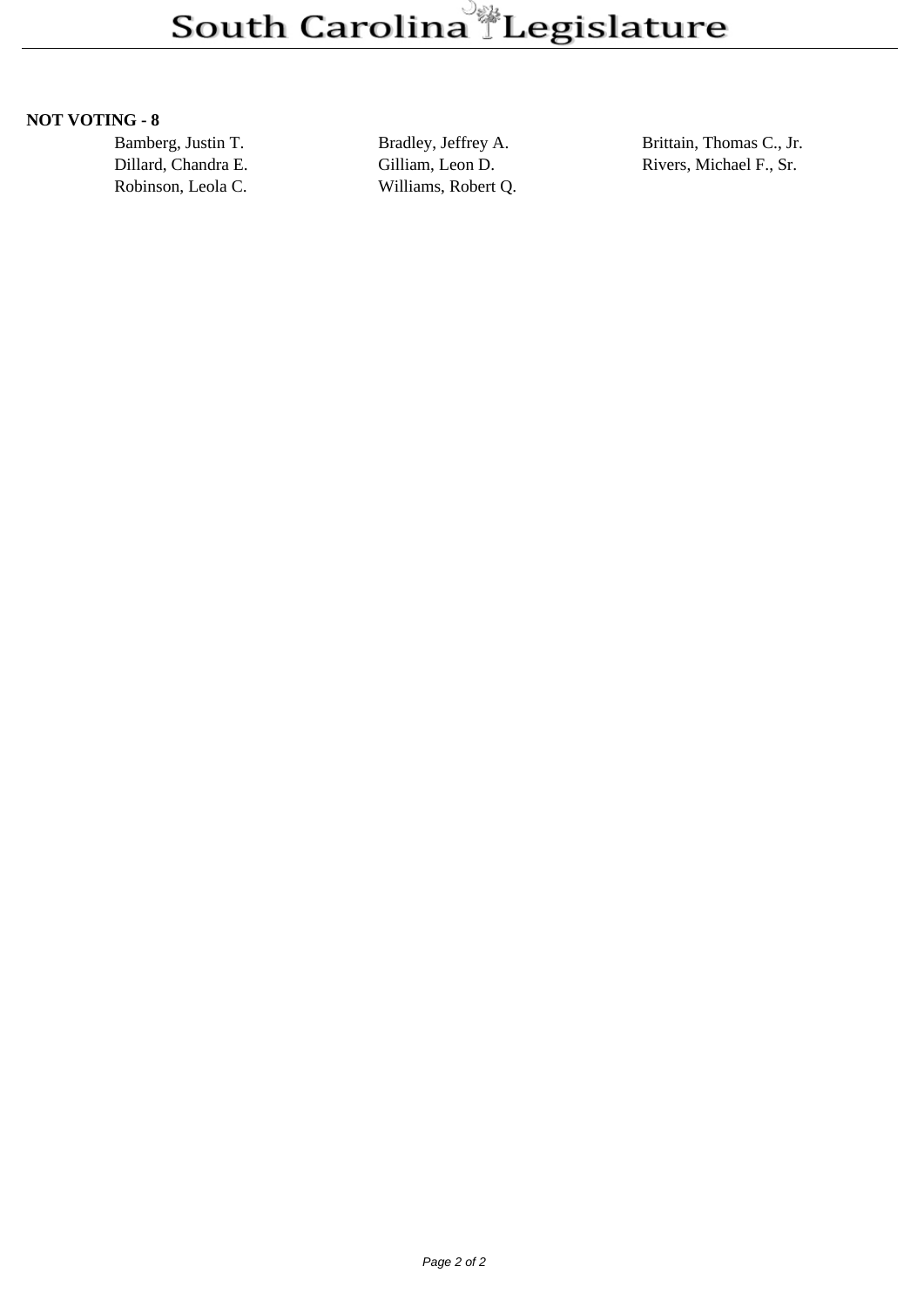**NOT VOTING - 8**

| | | |
|---|---|---|
| Bamberg, Justin T. | Bradley, Jeffrey A. | Brittain, Thomas C., Jr. |
| Dillard, Chandra E. | Gilliam, Leon D. | Rivers, Michael F., Sr. |
| Robinson, Leola C. | Williams, Robert Q. | |